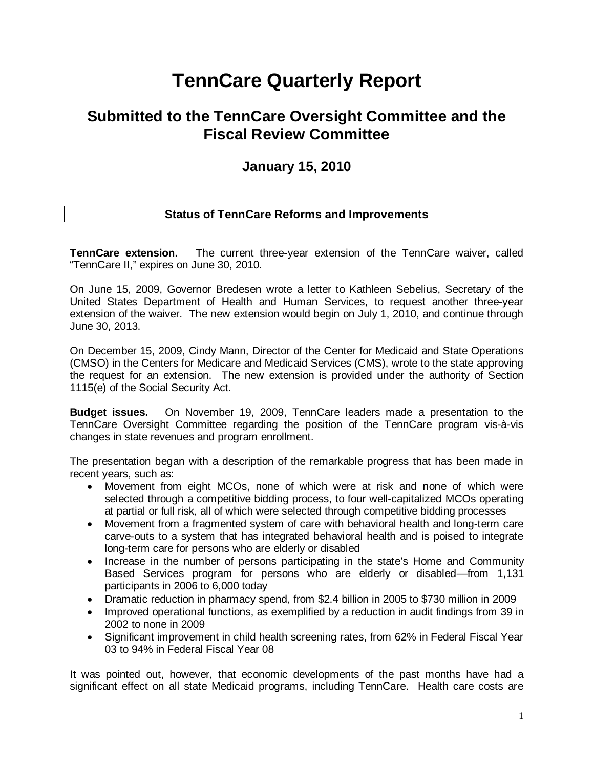# TennCare Quarterly Report

## Submitted to the TennCare Oversight Committee and the Fiscal Review Committee

### January 15, 2010

**Status of TennCare Reforms and Improvements**

**TennCare extension.** The current three-year extension of the TennCare waiver, called "TennCare II," expires on June 30, 2010.

On June 15, 2009, Governor Bredesen wrote a letter to Kathleen Sebelius, Secretary of the United States Department of Health and Human Services, to request another three-year extension of the waiver. The new extension would begin on July 1, 2010, and continue through June 30, 2013.

On December 15, 2009, Cindy Mann, Director of the Center for Medicaid and State Operations (CMSO) in the Centers for Medicare and Medicaid Services (CMS), wrote to the state approving the request for an extension. The new extension is provided under the authority of Section 1115(e) of the Social Security Act.

**Budget issues.** On November 19, 2009, TennCare leaders made a presentation to the TennCare Oversight Committee regarding the position of the TennCare program vis-à-vis changes in state revenues and program enrollment.

The presentation began with a description of the remarkable progress that has been made in recent years, such as:

- Movement from eight MCOs, none of which were at risk and none of which were selected through a competitive bidding process, to four well-capitalized MCOs operating at partial or full risk, all of which were selected through competitive bidding processes
- Movement from a fragmented system of care with behavioral health and long-term care carve-outs to a system that has integrated behavioral health and is poised to integrate long-term care for persons who are elderly or disabled
- Increase in the number of persons participating in the state's Home and Community Based Services program for persons who are elderly or disabled—from 1,131 participants in 2006 to 6,000 today
- Dramatic reduction in pharmacy spend, from $2.4 billion in 2005 to $730 million in 2009
- Improved operational functions, as exemplified by a reduction in audit findings from 39 in 2002 to none in 2009
- Significant improvement in child health screening rates, from 62% in Federal Fiscal Year 03 to 94% in Federal Fiscal Year 08

It was pointed out, however, that economic developments of the past months have had a significant effect on all state Medicaid programs, including TennCare. Health care costs are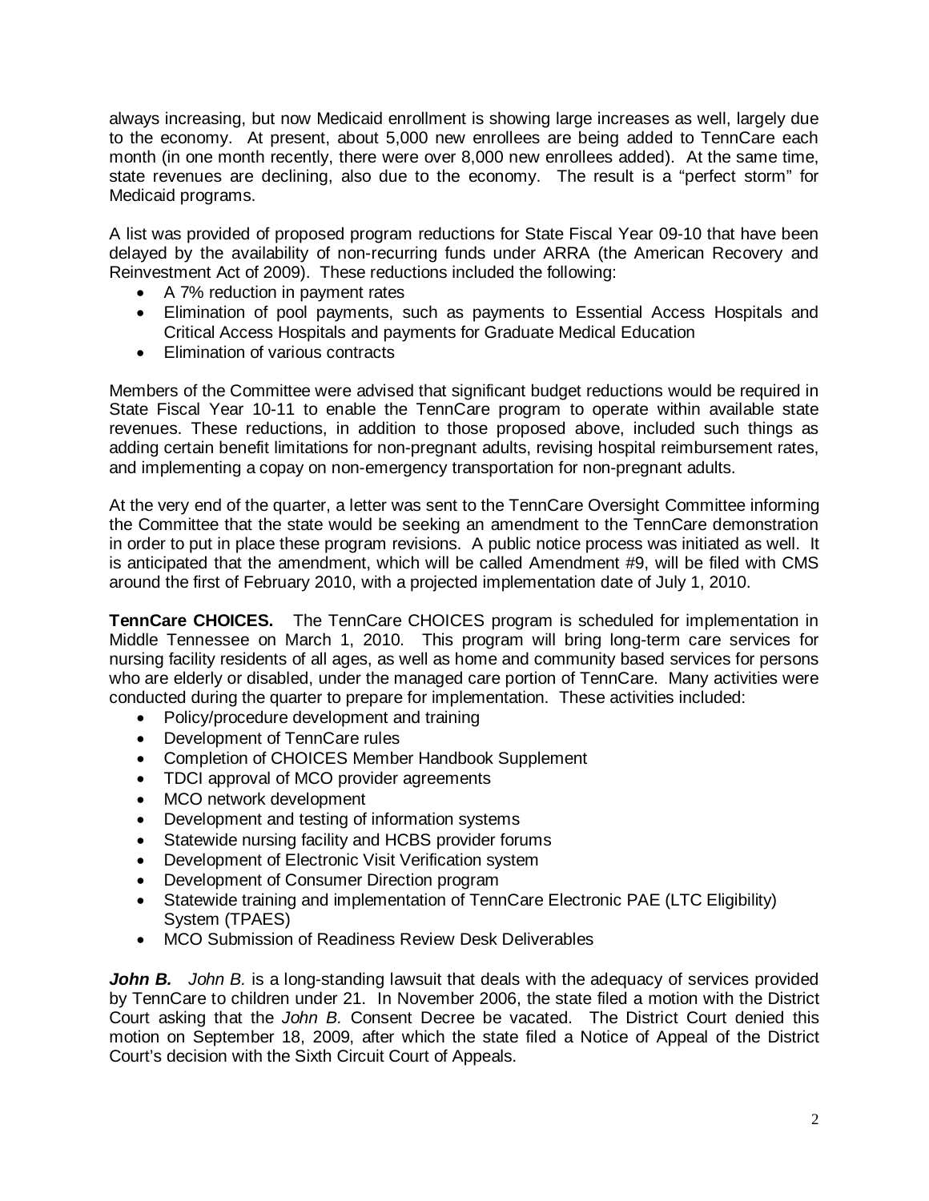always increasing, but now Medicaid enrollment is showing large increases as well, largely due to the economy. At present, about 5,000 new enrollees are being added to TennCare each month (in one month recently, there were over 8,000 new enrollees added). At the same time, state revenues are declining, also due to the economy. The result is a "perfect storm" for Medicaid programs.

A list was provided of proposed program reductions for State Fiscal Year 09-10 that have been delayed by the availability of non-recurring funds under ARRA (the American Recovery and Reinvestment Act of 2009). These reductions included the following:

- A 7% reduction in payment rates
- Elimination of pool payments, such as payments to Essential Access Hospitals and Critical Access Hospitals and payments for Graduate Medical Education
- Elimination of various contracts

Members of the Committee were advised that significant budget reductions would be required in State Fiscal Year 10-11 to enable the TennCare program to operate within available state revenues. These reductions, in addition to those proposed above, included such things as adding certain benefit limitations for non-pregnant adults, revising hospital reimbursement rates, and implementing a copay on non-emergency transportation for non-pregnant adults.

At the very end of the quarter, a letter was sent to the TennCare Oversight Committee informing the Committee that the state would be seeking an amendment to the TennCare demonstration in order to put in place these program revisions. A public notice process was initiated as well. It is anticipated that the amendment, which will be called Amendment #9, will be filed with CMS around the first of February 2010, with a projected implementation date of July 1, 2010.

**TennCare CHOICES.** The TennCare CHOICES program is scheduled for implementation in Middle Tennessee on March 1, 2010. This program will bring long-term care services for nursing facility residents of all ages, as well as home and community based services for persons who are elderly or disabled, under the managed care portion of TennCare. Many activities were conducted during the quarter to prepare for implementation. These activities included:

- Policy/procedure development and training
- Development of TennCare rules
- Completion of CHOICES Member Handbook Supplement
- TDCI approval of MCO provider agreements
- MCO network development
- Development and testing of information systems
- Statewide nursing facility and HCBS provider forums
- Development of Electronic Visit Verification system
- Development of Consumer Direction program
- Statewide training and implementation of TennCare Electronic PAE (LTC Eligibility) System (TPAES)
- MCO Submission of Readiness Review Desk Deliverables

***John B.*** *John B.* is a long-standing lawsuit that deals with the adequacy of services provided by TennCare to children under 21. In November 2006, the state filed a motion with the District Court asking that the *John B.* Consent Decree be vacated. The District Court denied this motion on September 18, 2009, after which the state filed a Notice of Appeal of the District Court's decision with the Sixth Circuit Court of Appeals.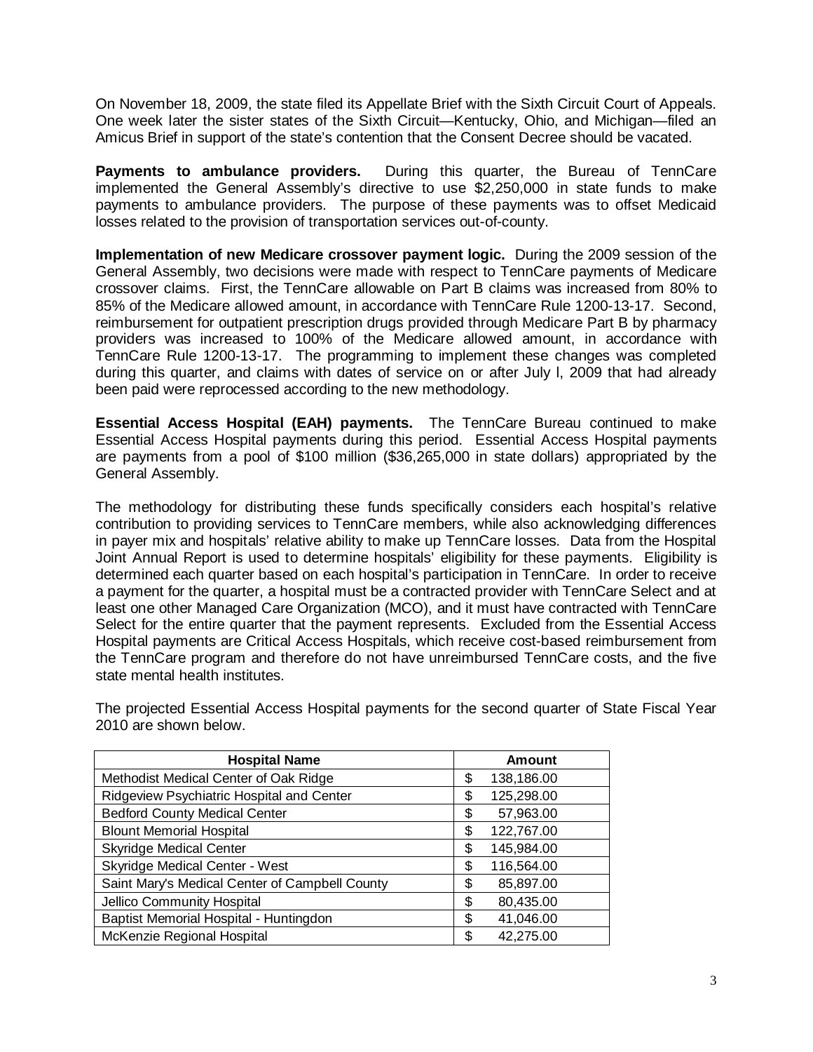On November 18, 2009, the state filed its Appellate Brief with the Sixth Circuit Court of Appeals. One week later the sister states of the Sixth Circuit—Kentucky, Ohio, and Michigan—filed an Amicus Brief in support of the state's contention that the Consent Decree should be vacated.

**Payments to ambulance providers.** During this quarter, the Bureau of TennCare implemented the General Assembly's directive to use $2,250,000 in state funds to make payments to ambulance providers. The purpose of these payments was to offset Medicaid losses related to the provision of transportation services out-of-county.

**Implementation of new Medicare crossover payment logic.** During the 2009 session of the General Assembly, two decisions were made with respect to TennCare payments of Medicare crossover claims. First, the TennCare allowable on Part B claims was increased from 80% to 85% of the Medicare allowed amount, in accordance with TennCare Rule 1200-13-17. Second, reimbursement for outpatient prescription drugs provided through Medicare Part B by pharmacy providers was increased to 100% of the Medicare allowed amount, in accordance with TennCare Rule 1200-13-17. The programming to implement these changes was completed during this quarter, and claims with dates of service on or after July l, 2009 that had already been paid were reprocessed according to the new methodology.

**Essential Access Hospital (EAH) payments.** The TennCare Bureau continued to make Essential Access Hospital payments during this period. Essential Access Hospital payments are payments from a pool of $100 million ($36,265,000 in state dollars) appropriated by the General Assembly.

The methodology for distributing these funds specifically considers each hospital's relative contribution to providing services to TennCare members, while also acknowledging differences in payer mix and hospitals' relative ability to make up TennCare losses. Data from the Hospital Joint Annual Report is used to determine hospitals' eligibility for these payments. Eligibility is determined each quarter based on each hospital's participation in TennCare. In order to receive a payment for the quarter, a hospital must be a contracted provider with TennCare Select and at least one other Managed Care Organization (MCO), and it must have contracted with TennCare Select for the entire quarter that the payment represents. Excluded from the Essential Access Hospital payments are Critical Access Hospitals, which receive cost-based reimbursement from the TennCare program and therefore do not have unreimbursed TennCare costs, and the five state mental health institutes.

The projected Essential Access Hospital payments for the second quarter of State Fiscal Year 2010 are shown below.

| Hospital Name | Amount |
|---|---|
| Methodist Medical Center of Oak Ridge | $ 138,186.00 |
| Ridgeview Psychiatric Hospital and Center | $ 125,298.00 |
| Bedford County Medical Center | $ 57,963.00 |
| Blount Memorial Hospital | $ 122,767.00 |
| Skyridge Medical Center | $ 145,984.00 |
| Skyridge Medical Center - West | $ 116,564.00 |
| Saint Mary's Medical Center of Campbell County | $ 85,897.00 |
| Jellico Community Hospital | $ 80,435.00 |
| Baptist Memorial Hospital - Huntingdon | $ 41,046.00 |
| McKenzie Regional Hospital | $ 42,275.00 |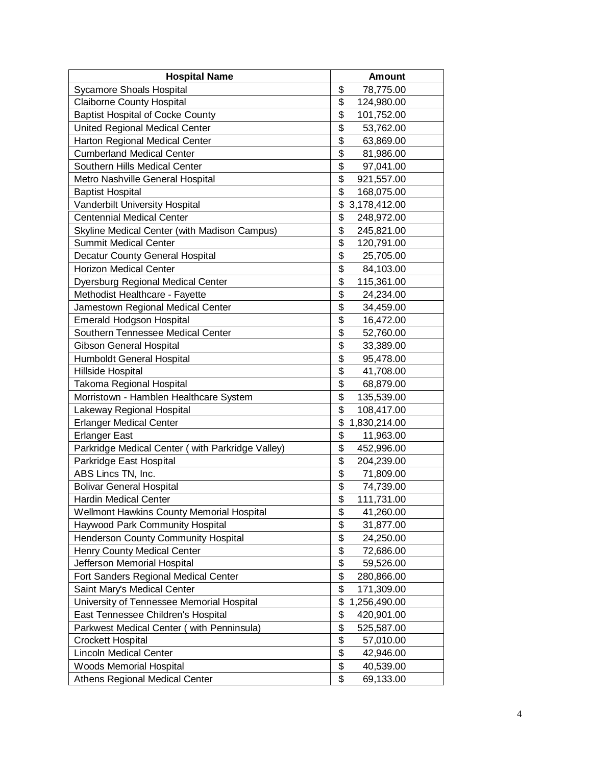| Hospital Name | Amount |
| --- | --- |
| Sycamore Shoals Hospital | $ 78,775.00 |
| Claiborne County Hospital | $ 124,980.00 |
| Baptist Hospital of Cocke County | $ 101,752.00 |
| United Regional Medical Center | $ 53,762.00 |
| Harton Regional Medical Center | $ 63,869.00 |
| Cumberland Medical Center | $ 81,986.00 |
| Southern Hills Medical Center | $ 97,041.00 |
| Metro Nashville General Hospital | $ 921,557.00 |
| Baptist Hospital | $ 168,075.00 |
| Vanderbilt University Hospital | $ 3,178,412.00 |
| Centennial Medical Center | $ 248,972.00 |
| Skyline Medical Center (with Madison Campus) | $ 245,821.00 |
| Summit Medical Center | $ 120,791.00 |
| Decatur County General Hospital | $ 25,705.00 |
| Horizon Medical Center | $ 84,103.00 |
| Dyersburg Regional Medical Center | $ 115,361.00 |
| Methodist Healthcare - Fayette | $ 24,234.00 |
| Jamestown Regional Medical Center | $ 34,459.00 |
| Emerald Hodgson Hospital | $ 16,472.00 |
| Southern Tennessee Medical Center | $ 52,760.00 |
| Gibson General Hospital | $ 33,389.00 |
| Humboldt General Hospital | $ 95,478.00 |
| Hillside Hospital | $ 41,708.00 |
| Takoma Regional Hospital | $ 68,879.00 |
| Morristown - Hamblen Healthcare System | $ 135,539.00 |
| Lakeway Regional Hospital | $ 108,417.00 |
| Erlanger Medical Center | $ 1,830,214.00 |
| Erlanger East | $ 11,963.00 |
| Parkridge Medical Center ( with Parkridge Valley) | $ 452,996.00 |
| Parkridge East Hospital | $ 204,239.00 |
| ABS Lincs TN, Inc. | $ 71,809.00 |
| Bolivar General Hospital | $ 74,739.00 |
| Hardin Medical Center | $ 111,731.00 |
| Wellmont Hawkins County Memorial Hospital | $ 41,260.00 |
| Haywood Park Community Hospital | $ 31,877.00 |
| Henderson County Community Hospital | $ 24,250.00 |
| Henry County Medical Center | $ 72,686.00 |
| Jefferson Memorial Hospital | $ 59,526.00 |
| Fort Sanders Regional Medical Center | $ 280,866.00 |
| Saint Mary's Medical Center | $ 171,309.00 |
| University of Tennessee Memorial Hospital | $ 1,256,490.00 |
| East Tennessee Children's Hospital | $ 420,901.00 |
| Parkwest Medical Center ( with Penninsula) | $ 525,587.00 |
| Crockett Hospital | $ 57,010.00 |
| Lincoln Medical Center | $ 42,946.00 |
| Woods Memorial Hospital | $ 40,539.00 |
| Athens Regional Medical Center | $ 69,133.00 |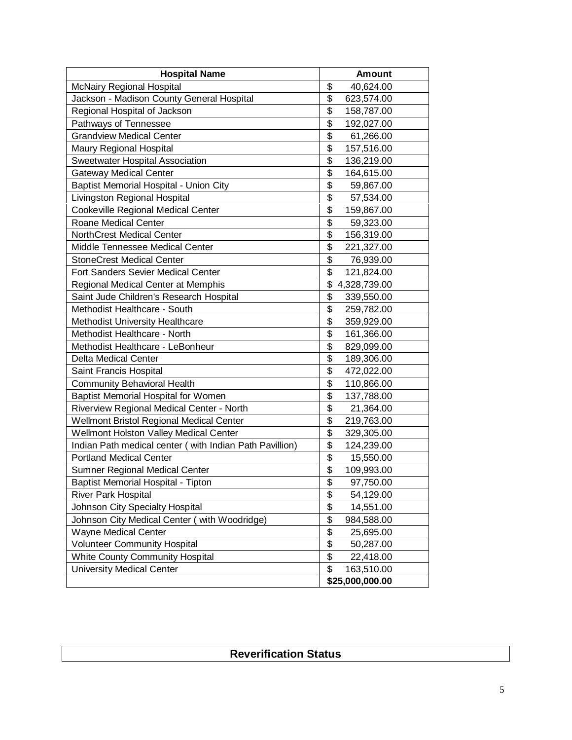| Hospital Name | Amount |
|---|---|
| McNairy Regional Hospital | $ 40,624.00 |
| Jackson - Madison County General Hospital | $ 623,574.00 |
| Regional Hospital of Jackson | $ 158,787.00 |
| Pathways of Tennessee | $ 192,027.00 |
| Grandview Medical Center | $ 61,266.00 |
| Maury Regional Hospital | $ 157,516.00 |
| Sweetwater Hospital Association | $ 136,219.00 |
| Gateway Medical Center | $ 164,615.00 |
| Baptist Memorial Hospital - Union City | $ 59,867.00 |
| Livingston Regional Hospital | $ 57,534.00 |
| Cookeville Regional Medical Center | $ 159,867.00 |
| Roane Medical Center | $ 59,323.00 |
| NorthCrest Medical Center | $ 156,319.00 |
| Middle Tennessee Medical Center | $ 221,327.00 |
| StoneCrest Medical Center | $ 76,939.00 |
| Fort Sanders Sevier Medical Center | $ 121,824.00 |
| Regional Medical Center at Memphis | $ 4,328,739.00 |
| Saint Jude Children's Research Hospital | $ 339,550.00 |
| Methodist Healthcare - South | $ 259,782.00 |
| Methodist University Healthcare | $ 359,929.00 |
| Methodist Healthcare - North | $ 161,366.00 |
| Methodist Healthcare - LeBonheur | $ 829,099.00 |
| Delta Medical Center | $ 189,306.00 |
| Saint Francis Hospital | $ 472,022.00 |
| Community Behavioral Health | $ 110,866.00 |
| Baptist Memorial Hospital for Women | $ 137,788.00 |
| Riverview Regional Medical Center - North | $ 21,364.00 |
| Wellmont Bristol Regional Medical Center | $ 219,763.00 |
| Wellmont Holston Valley Medical Center | $ 329,305.00 |
| Indian Path medical center ( with Indian Path Pavillion) | $ 124,239.00 |
| Portland Medical Center | $ 15,550.00 |
| Sumner Regional Medical Center | $ 109,993.00 |
| Baptist Memorial Hospital - Tipton | $ 97,750.00 |
| River Park Hospital | $ 54,129.00 |
| Johnson City Specialty Hospital | $ 14,551.00 |
| Johnson City Medical Center ( with Woodridge) | $ 984,588.00 |
| Wayne Medical Center | $ 25,695.00 |
| Volunteer Community Hospital | $ 50,287.00 |
| White County Community Hospital | $ 22,418.00 |
| University Medical Center | $ 163,510.00 |
| | **$25,000,000.00** |

## Reverification Status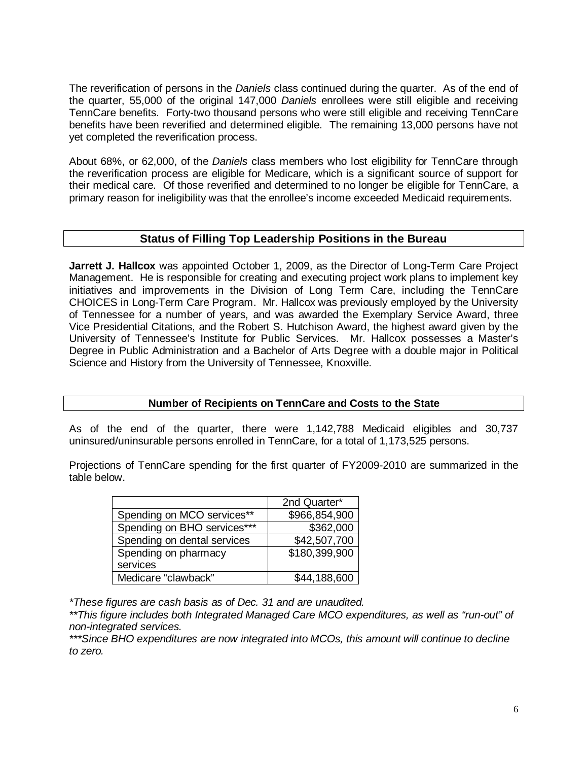The reverification of persons in the *Daniels* class continued during the quarter. As of the end of the quarter, 55,000 of the original 147,000 *Daniels* enrollees were still eligible and receiving TennCare benefits. Forty-two thousand persons who were still eligible and receiving TennCare benefits have been reverified and determined eligible. The remaining 13,000 persons have not yet completed the reverification process.

About 68%, or 62,000, of the *Daniels* class members who lost eligibility for TennCare through the reverification process are eligible for Medicare, which is a significant source of support for their medical care. Of those reverified and determined to no longer be eligible for TennCare, a primary reason for ineligibility was that the enrollee's income exceeded Medicaid requirements.

## Status of Filling Top Leadership Positions in the Bureau

**Jarrett J. Hallcox** was appointed October 1, 2009, as the Director of Long-Term Care Project Management. He is responsible for creating and executing project work plans to implement key initiatives and improvements in the Division of Long Term Care, including the TennCare CHOICES in Long-Term Care Program. Mr. Hallcox was previously employed by the University of Tennessee for a number of years, and was awarded the Exemplary Service Award, three Vice Presidential Citations, and the Robert S. Hutchison Award, the highest award given by the University of Tennessee's Institute for Public Services. Mr. Hallcox possesses a Master's Degree in Public Administration and a Bachelor of Arts Degree with a double major in Political Science and History from the University of Tennessee, Knoxville.

## Number of Recipients on TennCare and Costs to the State

As of the end of the quarter, there were 1,142,788 Medicaid eligibles and 30,737 uninsured/uninsurable persons enrolled in TennCare, for a total of 1,173,525 persons.

Projections of TennCare spending for the first quarter of FY2009-2010 are summarized in the table below.

| | 2nd Quarter* |
|---|---|
| Spending on MCO services** | $966,854,900 |
| Spending on BHO services*** | $362,000 |
| Spending on dental services | $42,507,700 |
| Spending on pharmacy services | $180,399,900 |
| Medicare "clawback" | $44,188,600 |

*\*These figures are cash basis as of Dec. 31 and are unaudited.*

*\*\*This figure includes both Integrated Managed Care MCO expenditures, as well as "run-out" of non-integrated services.*

*\*\*\*Since BHO expenditures are now integrated into MCOs, this amount will continue to decline to zero.*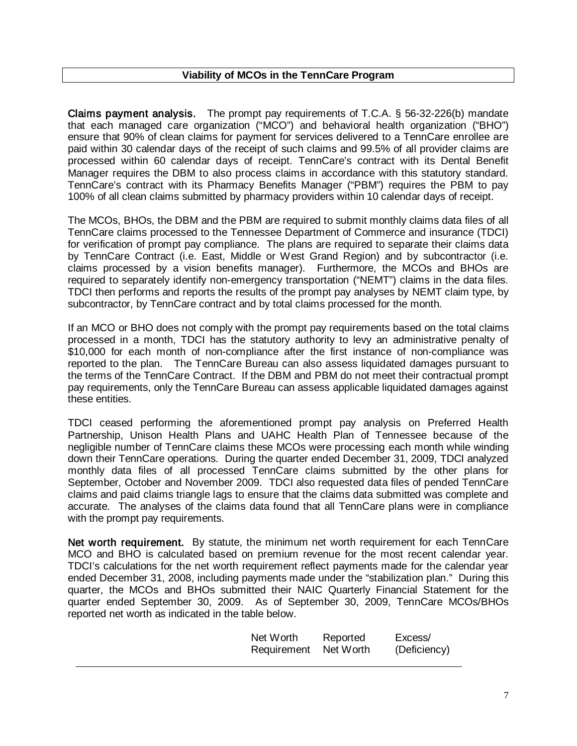## Viability of MCOs in the TennCare Program

**Claims payment analysis.** The prompt pay requirements of T.C.A. § 56-32-226(b) mandate that each managed care organization ("MCO") and behavioral health organization ("BHO") ensure that 90% of clean claims for payment for services delivered to a TennCare enrollee are paid within 30 calendar days of the receipt of such claims and 99.5% of all provider claims are processed within 60 calendar days of receipt. TennCare's contract with its Dental Benefit Manager requires the DBM to also process claims in accordance with this statutory standard. TennCare's contract with its Pharmacy Benefits Manager ("PBM") requires the PBM to pay 100% of all clean claims submitted by pharmacy providers within 10 calendar days of receipt.

The MCOs, BHOs, the DBM and the PBM are required to submit monthly claims data files of all TennCare claims processed to the Tennessee Department of Commerce and insurance (TDCI) for verification of prompt pay compliance. The plans are required to separate their claims data by TennCare Contract (i.e. East, Middle or West Grand Region) and by subcontractor (i.e. claims processed by a vision benefits manager). Furthermore, the MCOs and BHOs are required to separately identify non-emergency transportation ("NEMT") claims in the data files. TDCI then performs and reports the results of the prompt pay analyses by NEMT claim type, by subcontractor, by TennCare contract and by total claims processed for the month.

If an MCO or BHO does not comply with the prompt pay requirements based on the total claims processed in a month, TDCI has the statutory authority to levy an administrative penalty of $10,000 for each month of non-compliance after the first instance of non-compliance was reported to the plan. The TennCare Bureau can also assess liquidated damages pursuant to the terms of the TennCare Contract. If the DBM and PBM do not meet their contractual prompt pay requirements, only the TennCare Bureau can assess applicable liquidated damages against these entities.

TDCI ceased performing the aforementioned prompt pay analysis on Preferred Health Partnership, Unison Health Plans and UAHC Health Plan of Tennessee because of the negligible number of TennCare claims these MCOs were processing each month while winding down their TennCare operations. During the quarter ended December 31, 2009, TDCI analyzed monthly data files of all processed TennCare claims submitted by the other plans for September, October and November 2009. TDCI also requested data files of pended TennCare claims and paid claims triangle lags to ensure that the claims data submitted was complete and accurate. The analyses of the claims data found that all TennCare plans were in compliance with the prompt pay requirements.

**Net worth requirement.** By statute, the minimum net worth requirement for each TennCare MCO and BHO is calculated based on premium revenue for the most recent calendar year. TDCI's calculations for the net worth requirement reflect payments made for the calendar year ended December 31, 2008, including payments made under the "stabilization plan." During this quarter, the MCOs and BHOs submitted their NAIC Quarterly Financial Statement for the quarter ended September 30, 2009. As of September 30, 2009, TennCare MCOs/BHOs reported net worth as indicated in the table below.

| | Net Worth Requirement | Reported Net Worth | Excess/ (Deficiency) |
|---|---|---|---|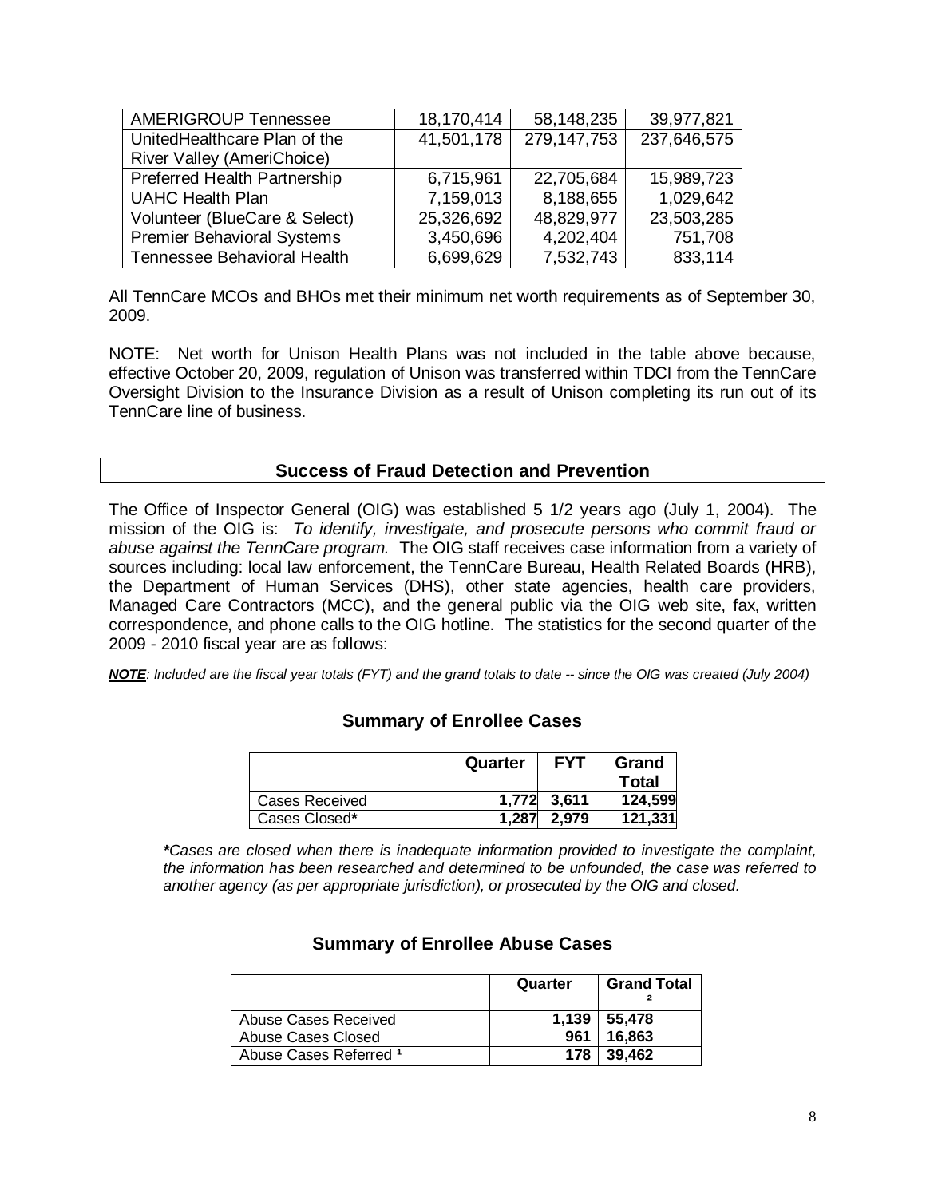| | | | |
|---|---|---|---|
| AMERIGROUP Tennessee | 18,170,414 | 58,148,235 | 39,977,821 |
| UnitedHealthcare Plan of the River Valley (AmeriChoice) | 41,501,178 | 279,147,753 | 237,646,575 |
| Preferred Health Partnership | 6,715,961 | 22,705,684 | 15,989,723 |
| UAHC Health Plan | 7,159,013 | 8,188,655 | 1,029,642 |
| Volunteer (BlueCare & Select) | 25,326,692 | 48,829,977 | 23,503,285 |
| Premier Behavioral Systems | 3,450,696 | 4,202,404 | 751,708 |
| Tennessee Behavioral Health | 6,699,629 | 7,532,743 | 833,114 |

All TennCare MCOs and BHOs met their minimum net worth requirements as of September 30, 2009.

NOTE: Net worth for Unison Health Plans was not included in the table above because, effective October 20, 2009, regulation of Unison was transferred within TDCI from the TennCare Oversight Division to the Insurance Division as a result of Unison completing its run out of its TennCare line of business.

## Success of Fraud Detection and Prevention

The Office of Inspector General (OIG) was established 5 1/2 years ago (July 1, 2004). The mission of the OIG is: *To identify, investigate, and prosecute persons who commit fraud or abuse against the TennCare program.* The OIG staff receives case information from a variety of sources including: local law enforcement, the TennCare Bureau, Health Related Boards (HRB), the Department of Human Services (DHS), other state agencies, health care providers, Managed Care Contractors (MCC), and the general public via the OIG web site, fax, written correspondence, and phone calls to the OIG hotline. The statistics for the second quarter of the 2009 - 2010 fiscal year are as follows:

***NOTE****: Included are the fiscal year totals (FYT) and the grand totals to date -- since the OIG was created (July 2004)*

### Summary of Enrollee Cases

| | Quarter | FYT | Grand Total |
|---|---|---|---|
| Cases Received | 1,772 | 3,611 | 124,599 |
| Cases Closed* | 1,287 | 2,979 | 121,331 |

****Cases are closed when there is inadequate information provided to investigate the complaint, the information has been researched and determined to be unfounded, the case was referred to another agency (as per appropriate jurisdiction), or prosecuted by the OIG and closed.*

### Summary of Enrollee Abuse Cases

| | Quarter | Grand Total [2] |
|---|---|---|
| Abuse Cases Received | 1,139 | 55,478 |
| Abuse Cases Closed | 961 | 16,863 |
| Abuse Cases Referred [1] | 178 | 39,462 |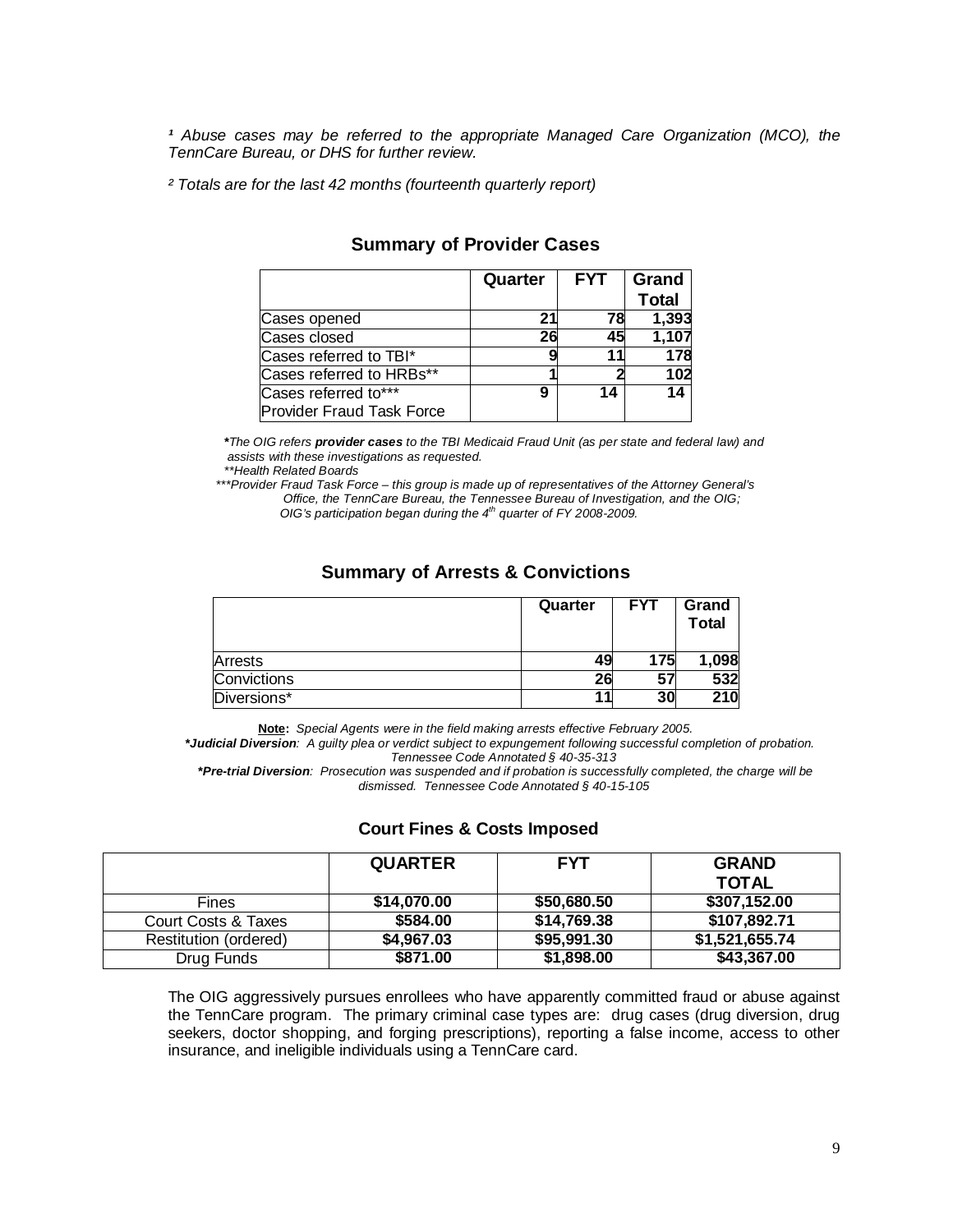[1] *Abuse cases may be referred to the appropriate Managed Care Organization (MCO), the TennCare Bureau, or DHS for further review.*

[2] *Totals are for the last 42 months (fourteenth quarterly report)*

## Summary of Provider Cases

| | Quarter | FYT | Grand Total |
|---|---|---|---|
| Cases opened | 21 | 78 | 1,393 |
| Cases closed | 26 | 45 | 1,107 |
| Cases referred to TBI* | 9 | 11 | 178 |
| Cases referred to HRBs** | 1 | 2 | 102 |
| Cases referred to*** Provider Fraud Task Force | 9 | 14 | 14 |

*\*The OIG refers **provider cases** to the TBI Medicaid Fraud Unit (as per state and federal law) and assists with these investigations as requested.*
*\*\*Health Related Boards*
*\*\*\*Provider Fraud Task Force – this group is made up of representatives of the Attorney General's Office, the TennCare Bureau, the Tennessee Bureau of Investigation, and the OIG; OIG's participation began during the 4th quarter of FY 2008-2009.*

## Summary of Arrests & Convictions

| | Quarter | FYT | Grand Total |
|---|---|---|---|
| Arrests | 49 | 175 | 1,098 |
| Convictions | 26 | 57 | 532 |
| Diversions* | 11 | 30 | 210 |

**Note:** *Special Agents were in the field making arrests effective February 2005.*
***Judicial Diversion**: A guilty plea or verdict subject to expungement following successful completion of probation. Tennessee Code Annotated § 40-35-313*
***Pre-trial Diversion**: Prosecution was suspended and if probation is successfully completed, the charge will be dismissed. Tennessee Code Annotated § 40-15-105*

## Court Fines & Costs Imposed

| | QUARTER | FYT | GRAND TOTAL |
|---|---|---|---|
| Fines | $14,070.00 | $50,680.50 | $307,152.00 |
| Court Costs & Taxes | $584.00 | $14,769.38 | $107,892.71 |
| Restitution (ordered) | $4,967.03 | $95,991.30 | $1,521,655.74 |
| Drug Funds | $871.00 | $1,898.00 | $43,367.00 |

The OIG aggressively pursues enrollees who have apparently committed fraud or abuse against the TennCare program. The primary criminal case types are: drug cases (drug diversion, drug seekers, doctor shopping, and forging prescriptions), reporting a false income, access to other insurance, and ineligible individuals using a TennCare card.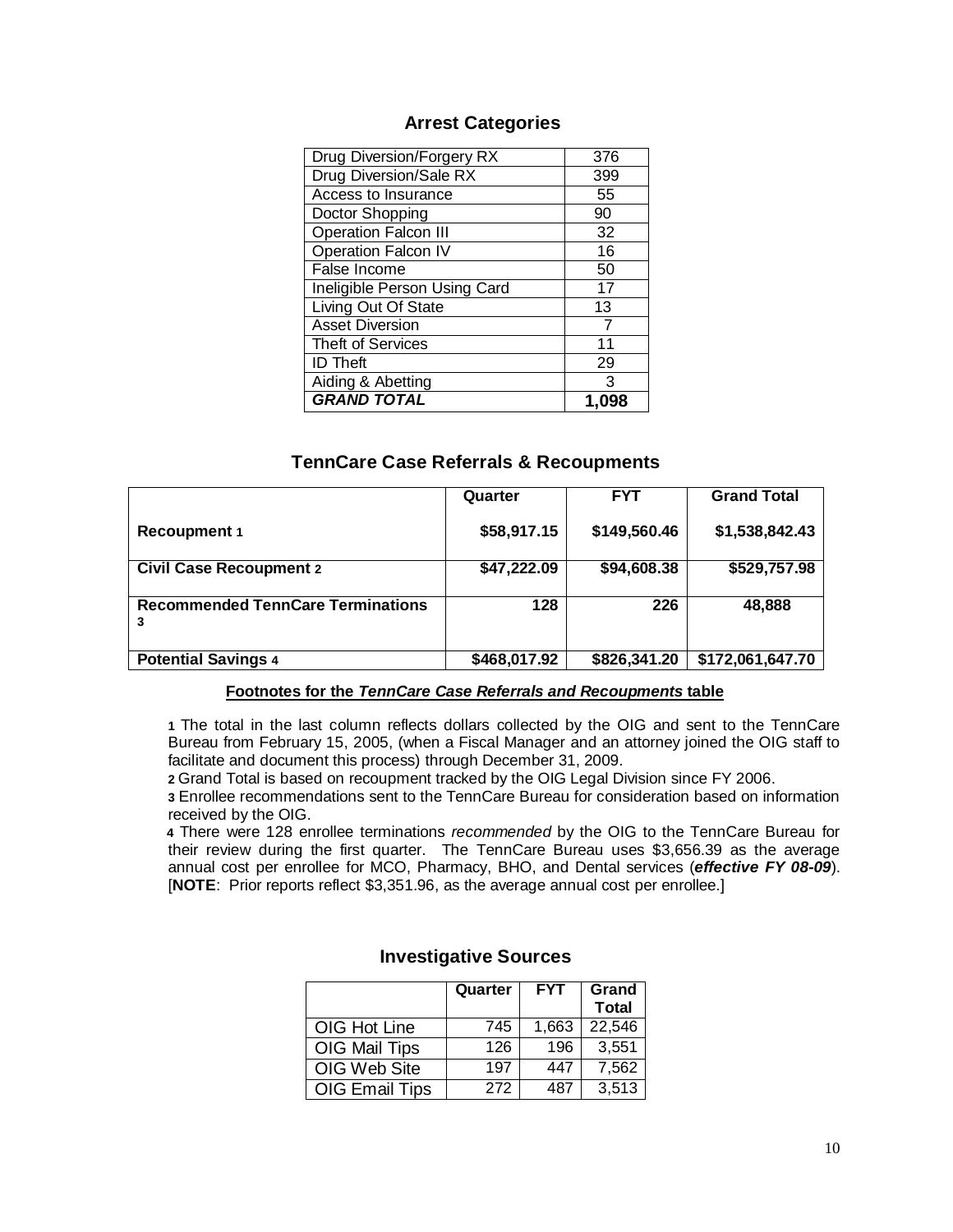## Arrest Categories

| Category | Count |
|---|---|
| Drug Diversion/Forgery RX | 376 |
| Drug Diversion/Sale RX | 399 |
| Access to Insurance | 55 |
| Doctor Shopping | 90 |
| Operation Falcon III | 32 |
| Operation Falcon IV | 16 |
| False Income | 50 |
| Ineligible Person Using Card | 17 |
| Living Out Of State | 13 |
| Asset Diversion | 7 |
| Theft of Services | 11 |
| ID Theft | 29 |
| Aiding & Abetting | 3 |
| ***GRAND TOTAL*** | **1,098** |

## TennCare Case Referrals & Recoupments

| | Quarter | FYT | Grand Total |
|---|---|---|---|
| **Recoupment 1** | **$58,917.15** | **$149,560.46** | **$1,538,842.43** |
| **Civil Case Recoupment 2** | **$47,222.09** | **$94,608.38** | **$529,757.98** |
| **Recommended TennCare Terminations 3** | **128** | **226** | **48,888** |
| **Potential Savings 4** | **$468,017.92** | **$826,341.20** | **$172,061,647.70** |

**Footnotes for the *TennCare Case Referrals and Recoupments* table**

**1** The total in the last column reflects dollars collected by the OIG and sent to the TennCare Bureau from February 15, 2005, (when a Fiscal Manager and an attorney joined the OIG staff to facilitate and document this process) through December 31, 2009.

**2** Grand Total is based on recoupment tracked by the OIG Legal Division since FY 2006.

**3** Enrollee recommendations sent to the TennCare Bureau for consideration based on information received by the OIG.

**4** There were 128 enrollee terminations *recommended* by the OIG to the TennCare Bureau for their review during the first quarter. The TennCare Bureau uses $3,656.39 as the average annual cost per enrollee for MCO, Pharmacy, BHO, and Dental services (***effective FY 08-09***). [**NOTE**: Prior reports reflect $3,351.96, as the average annual cost per enrollee.]

## Investigative Sources

| | Quarter | FYT | Grand Total |
|---|---|---|---|
| OIG Hot Line | 745 | 1,663 | 22,546 |
| OIG Mail Tips | 126 | 196 | 3,551 |
| OIG Web Site | 197 | 447 | 7,562 |
| OIG Email Tips | 272 | 487 | 3,513 |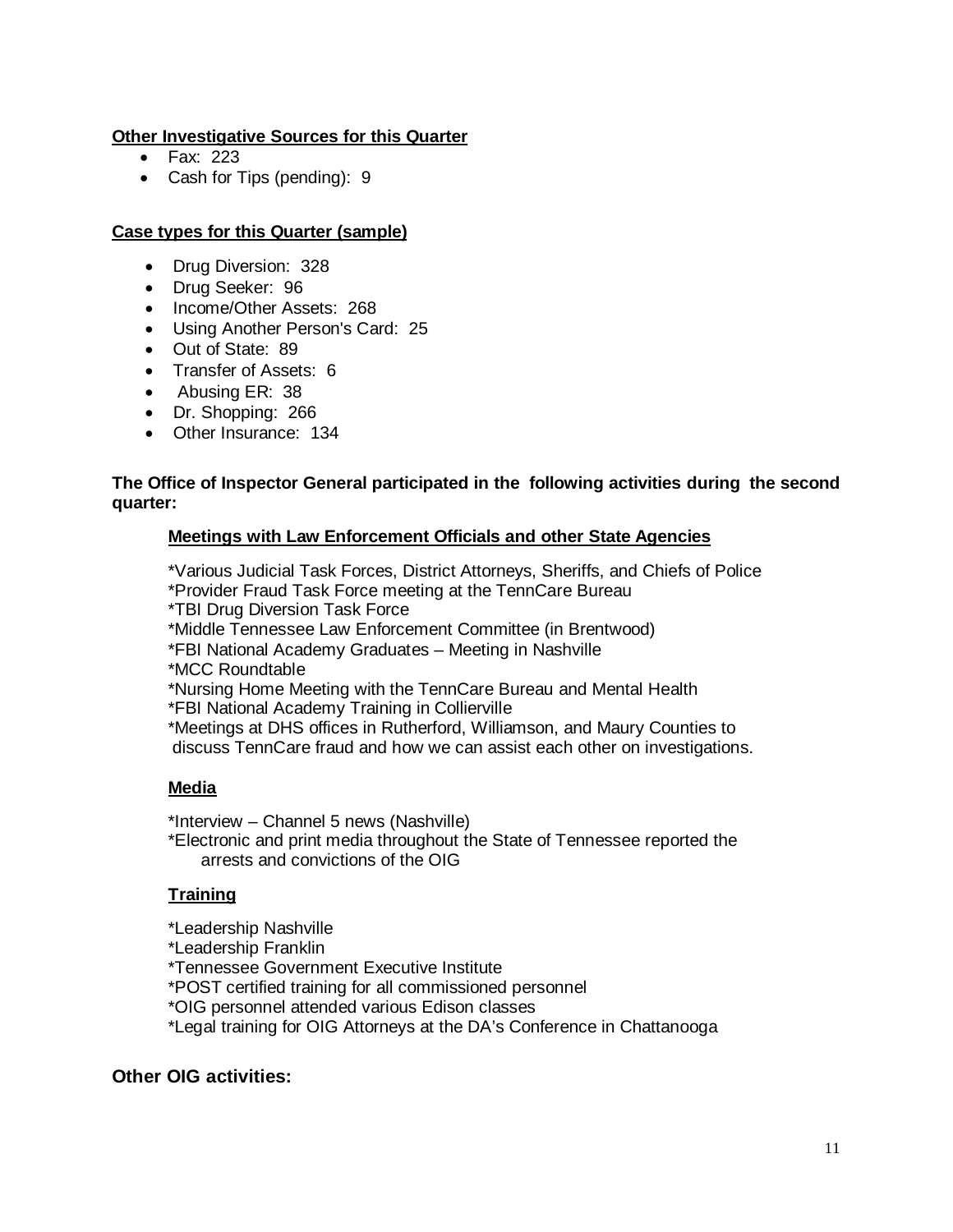**Other Investigative Sources for this Quarter**

- Fax: 223
- Cash for Tips (pending): 9

**Case types for this Quarter (sample)**

- Drug Diversion: 328
- Drug Seeker: 96
- Income/Other Assets: 268
- Using Another Person's Card: 25
- Out of State: 89
- Transfer of Assets: 6
- Abusing ER: 38
- Dr. Shopping: 266
- Other Insurance: 134

**The Office of Inspector General participated in the following activities during the second quarter:**

**Meetings with Law Enforcement Officials and other State Agencies**

*Various Judicial Task Forces, District Attorneys, Sheriffs, and Chiefs of Police
*Provider Fraud Task Force meeting at the TennCare Bureau
*TBI Drug Diversion Task Force
*Middle Tennessee Law Enforcement Committee (in Brentwood)
*FBI National Academy Graduates – Meeting in Nashville
*MCC Roundtable
*Nursing Home Meeting with the TennCare Bureau and Mental Health
*FBI National Academy Training in Collierville
*Meetings at DHS offices in Rutherford, Williamson, and Maury Counties to discuss TennCare fraud and how we can assist each other on investigations.

**Media**

*Interview – Channel 5 news (Nashville)
*Electronic and print media throughout the State of Tennessee reported the arrests and convictions of the OIG

**Training**

*Leadership Nashville
*Leadership Franklin
*Tennessee Government Executive Institute
*POST certified training for all commissioned personnel
*OIG personnel attended various Edison classes
*Legal training for OIG Attorneys at the DA's Conference in Chattanooga

**Other OIG activities:**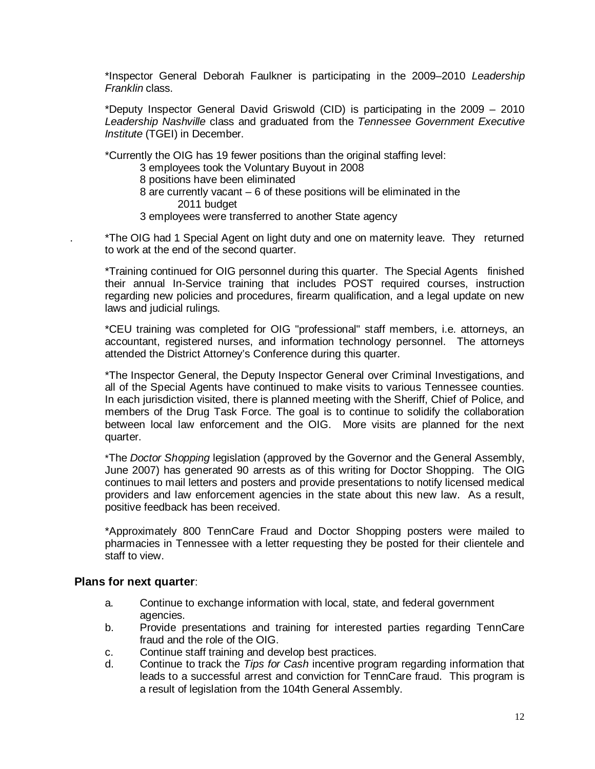*Inspector General Deborah Faulkner is participating in the 2009–2010 *Leadership Franklin* class.

*Deputy Inspector General David Griswold (CID) is participating in the 2009 – 2010 *Leadership Nashville* class and graduated from the *Tennessee Government Executive Institute* (TGEI) in December.

*Currently the OIG has 19 fewer positions than the original staffing level:

- 3 employees took the Voluntary Buyout in 2008
- 8 positions have been eliminated
- 8 are currently vacant – 6 of these positions will be eliminated in the 2011 budget
- 3 employees were transferred to another State agency

*The OIG had 1 Special Agent on light duty and one on maternity leave. They returned to work at the end of the second quarter.

*Training continued for OIG personnel during this quarter. The Special Agents finished their annual In-Service training that includes POST required courses, instruction regarding new policies and procedures, firearm qualification, and a legal update on new laws and judicial rulings.

*CEU training was completed for OIG "professional" staff members, i.e. attorneys, an accountant, registered nurses, and information technology personnel. The attorneys attended the District Attorney's Conference during this quarter.

*The Inspector General, the Deputy Inspector General over Criminal Investigations, and all of the Special Agents have continued to make visits to various Tennessee counties. In each jurisdiction visited, there is planned meeting with the Sheriff, Chief of Police, and members of the Drug Task Force. The goal is to continue to solidify the collaboration between local law enforcement and the OIG. More visits are planned for the next quarter.

*The *Doctor Shopping* legislation (approved by the Governor and the General Assembly, June 2007) has generated 90 arrests as of this writing for Doctor Shopping. The OIG continues to mail letters and posters and provide presentations to notify licensed medical providers and law enforcement agencies in the state about this new law. As a result, positive feedback has been received.

*Approximately 800 TennCare Fraud and Doctor Shopping posters were mailed to pharmacies in Tennessee with a letter requesting they be posted for their clientele and staff to view.

**Plans for next quarter**:

a. Continue to exchange information with local, state, and federal government agencies.

b. Provide presentations and training for interested parties regarding TennCare fraud and the role of the OIG.

c. Continue staff training and develop best practices.

d. Continue to track the *Tips for Cash* incentive program regarding information that leads to a successful arrest and conviction for TennCare fraud. This program is a result of legislation from the 104th General Assembly.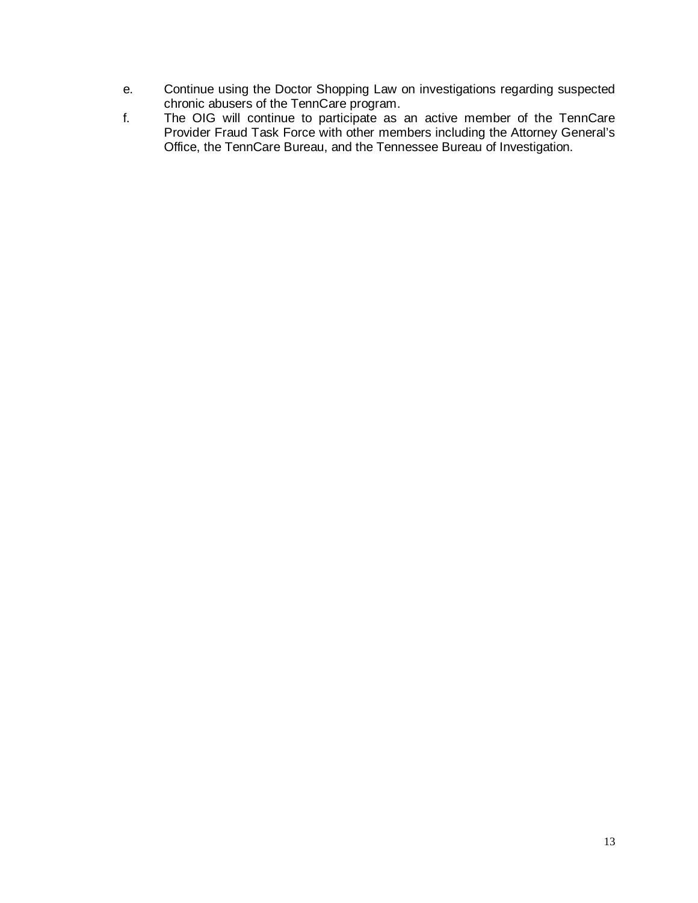e. Continue using the Doctor Shopping Law on investigations regarding suspected chronic abusers of the TennCare program.

f. The OIG will continue to participate as an active member of the TennCare Provider Fraud Task Force with other members including the Attorney General's Office, the TennCare Bureau, and the Tennessee Bureau of Investigation.